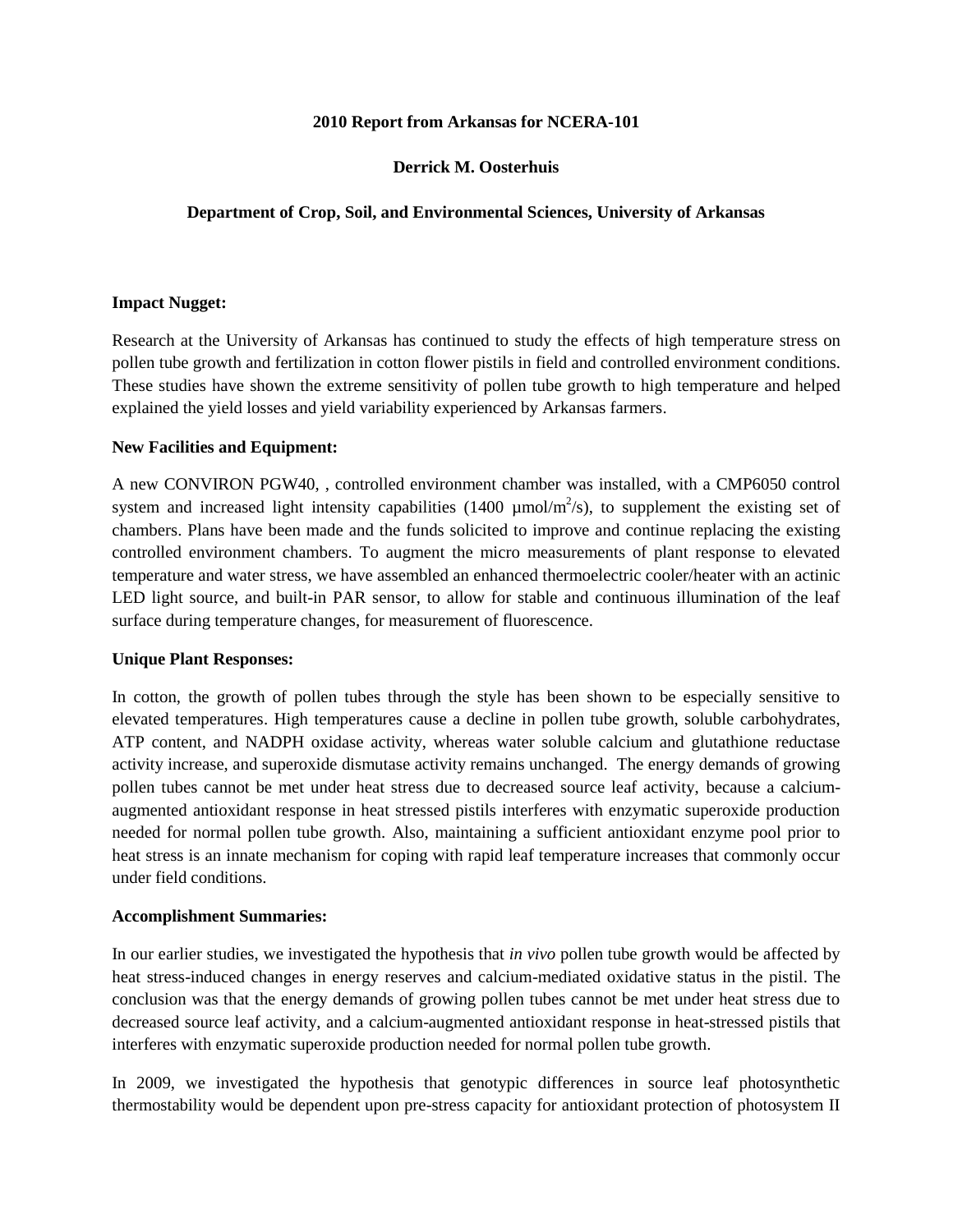**2010 Report from Arkansas for NCERA-101**

**Derrick M. Oosterhuis**

**Department of Crop, Soil, and Environmental Sciences, University of Arkansas**

**Impact Nugget:**

Research at the University of Arkansas has continued to study the effects of high temperature stress on pollen tube growth and fertilization in cotton flower pistils in field and controlled environment conditions. These studies have shown the extreme sensitivity of pollen tube growth to high temperature and helped explained the yield losses and yield variability experienced by Arkansas farmers.

**New Facilities and Equipment:**

A new CONVIRON PGW40, , controlled environment chamber was installed, with a CMP6050 control system and increased light intensity capabilities (1400 $\mu mol/m^2/s$), to supplement the existing set of chambers. Plans have been made and the funds solicited to improve and continue replacing the existing controlled environment chambers. To augment the micro measurements of plant response to elevated temperature and water stress, we have assembled an enhanced thermoelectric cooler/heater with an actinic LED light source, and built-in PAR sensor, to allow for stable and continuous illumination of the leaf surface during temperature changes, for measurement of fluorescence.

**Unique Plant Responses:**

In cotton, the growth of pollen tubes through the style has been shown to be especially sensitive to elevated temperatures. High temperatures cause a decline in pollen tube growth, soluble carbohydrates, ATP content, and NADPH oxidase activity, whereas water soluble calcium and glutathione reductase activity increase, and superoxide dismutase activity remains unchanged. The energy demands of growing pollen tubes cannot be met under heat stress due to decreased source leaf activity, because a calcium-augmented antioxidant response in heat stressed pistils interferes with enzymatic superoxide production needed for normal pollen tube growth. Also, maintaining a sufficient antioxidant enzyme pool prior to heat stress is an innate mechanism for coping with rapid leaf temperature increases that commonly occur under field conditions.

**Accomplishment Summaries:**

In our earlier studies, we investigated the hypothesis that *in vivo* pollen tube growth would be affected by heat stress-induced changes in energy reserves and calcium-mediated oxidative status in the pistil. The conclusion was that the energy demands of growing pollen tubes cannot be met under heat stress due to decreased source leaf activity, and a calcium-augmented antioxidant response in heat-stressed pistils that interferes with enzymatic superoxide production needed for normal pollen tube growth.

In 2009, we investigated the hypothesis that genotypic differences in source leaf photosynthetic thermostability would be dependent upon pre-stress capacity for antioxidant protection of photosystem II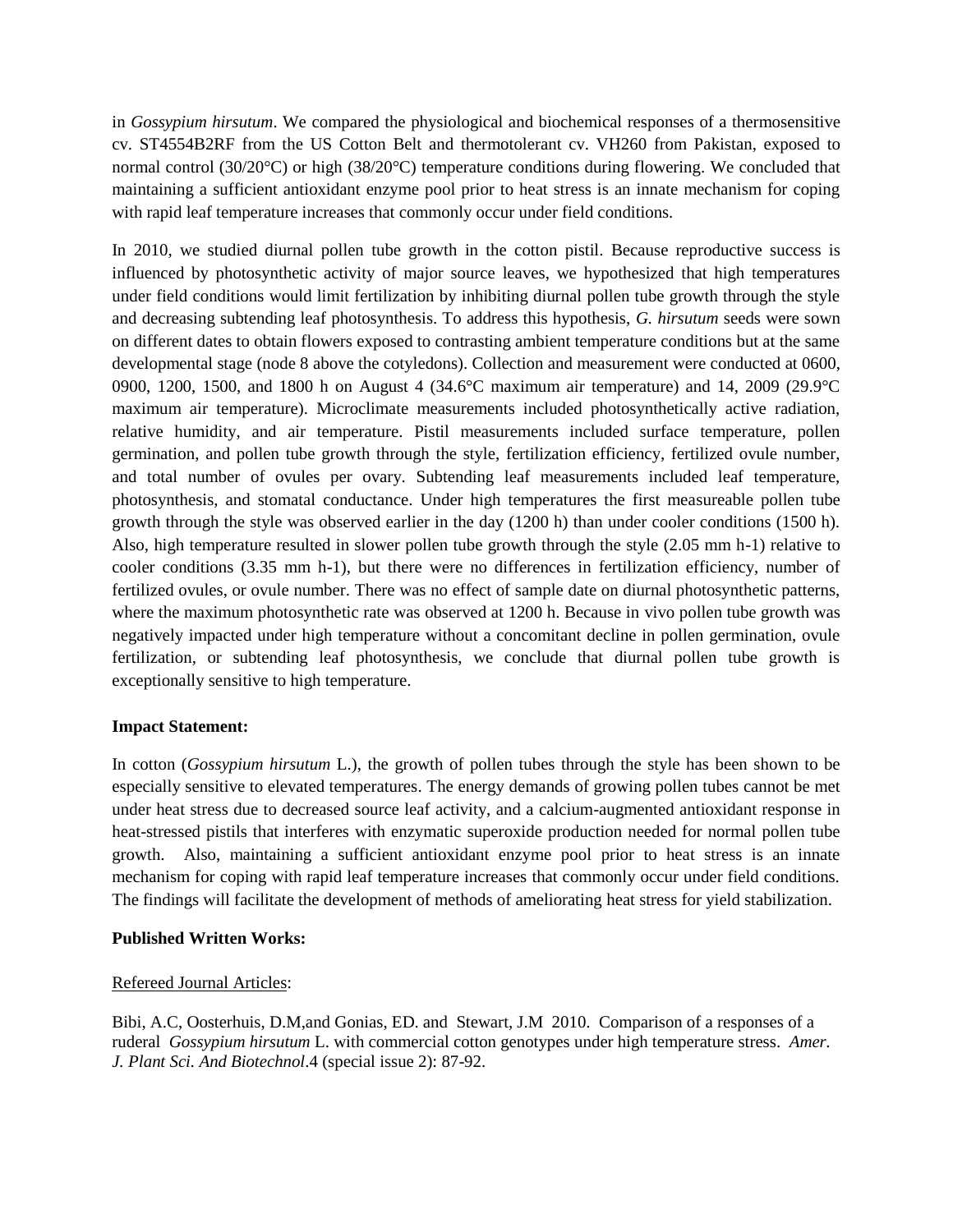in *Gossypium hirsutum*. We compared the physiological and biochemical responses of a thermosensitive cv. ST4554B2RF from the US Cotton Belt and thermotolerant cv. VH260 from Pakistan, exposed to normal control (30/20°C) or high (38/20°C) temperature conditions during flowering. We concluded that maintaining a sufficient antioxidant enzyme pool prior to heat stress is an innate mechanism for coping with rapid leaf temperature increases that commonly occur under field conditions.

In 2010, we studied diurnal pollen tube growth in the cotton pistil. Because reproductive success is influenced by photosynthetic activity of major source leaves, we hypothesized that high temperatures under field conditions would limit fertilization by inhibiting diurnal pollen tube growth through the style and decreasing subtending leaf photosynthesis. To address this hypothesis, *G. hirsutum* seeds were sown on different dates to obtain flowers exposed to contrasting ambient temperature conditions but at the same developmental stage (node 8 above the cotyledons). Collection and measurement were conducted at 0600, 0900, 1200, 1500, and 1800 h on August 4 (34.6°C maximum air temperature) and 14, 2009 (29.9°C maximum air temperature). Microclimate measurements included photosynthetically active radiation, relative humidity, and air temperature. Pistil measurements included surface temperature, pollen germination, and pollen tube growth through the style, fertilization efficiency, fertilized ovule number, and total number of ovules per ovary. Subtending leaf measurements included leaf temperature, photosynthesis, and stomatal conductance. Under high temperatures the first measureable pollen tube growth through the style was observed earlier in the day (1200 h) than under cooler conditions (1500 h). Also, high temperature resulted in slower pollen tube growth through the style (2.05 mm h-1) relative to cooler conditions (3.35 mm h-1), but there were no differences in fertilization efficiency, number of fertilized ovules, or ovule number. There was no effect of sample date on diurnal photosynthetic patterns, where the maximum photosynthetic rate was observed at 1200 h. Because in vivo pollen tube growth was negatively impacted under high temperature without a concomitant decline in pollen germination, ovule fertilization, or subtending leaf photosynthesis, we conclude that diurnal pollen tube growth is exceptionally sensitive to high temperature.

**Impact Statement:**

In cotton (*Gossypium hirsutum* L.), the growth of pollen tubes through the style has been shown to be especially sensitive to elevated temperatures. The energy demands of growing pollen tubes cannot be met under heat stress due to decreased source leaf activity, and a calcium-augmented antioxidant response in heat-stressed pistils that interferes with enzymatic superoxide production needed for normal pollen tube growth. Also, maintaining a sufficient antioxidant enzyme pool prior to heat stress is an innate mechanism for coping with rapid leaf temperature increases that commonly occur under field conditions. The findings will facilitate the development of methods of ameliorating heat stress for yield stabilization.

**Published Written Works:**

Refereed Journal Articles:

Bibi, A.C, Oosterhuis, D.M,and Gonias, ED. and Stewart, J.M 2010. Comparison of a responses of a ruderal *Gossypium hirsutum* L. with commercial cotton genotypes under high temperature stress. *Amer. J. Plant Sci. And Biotechnol*.4 (special issue 2): 87-92.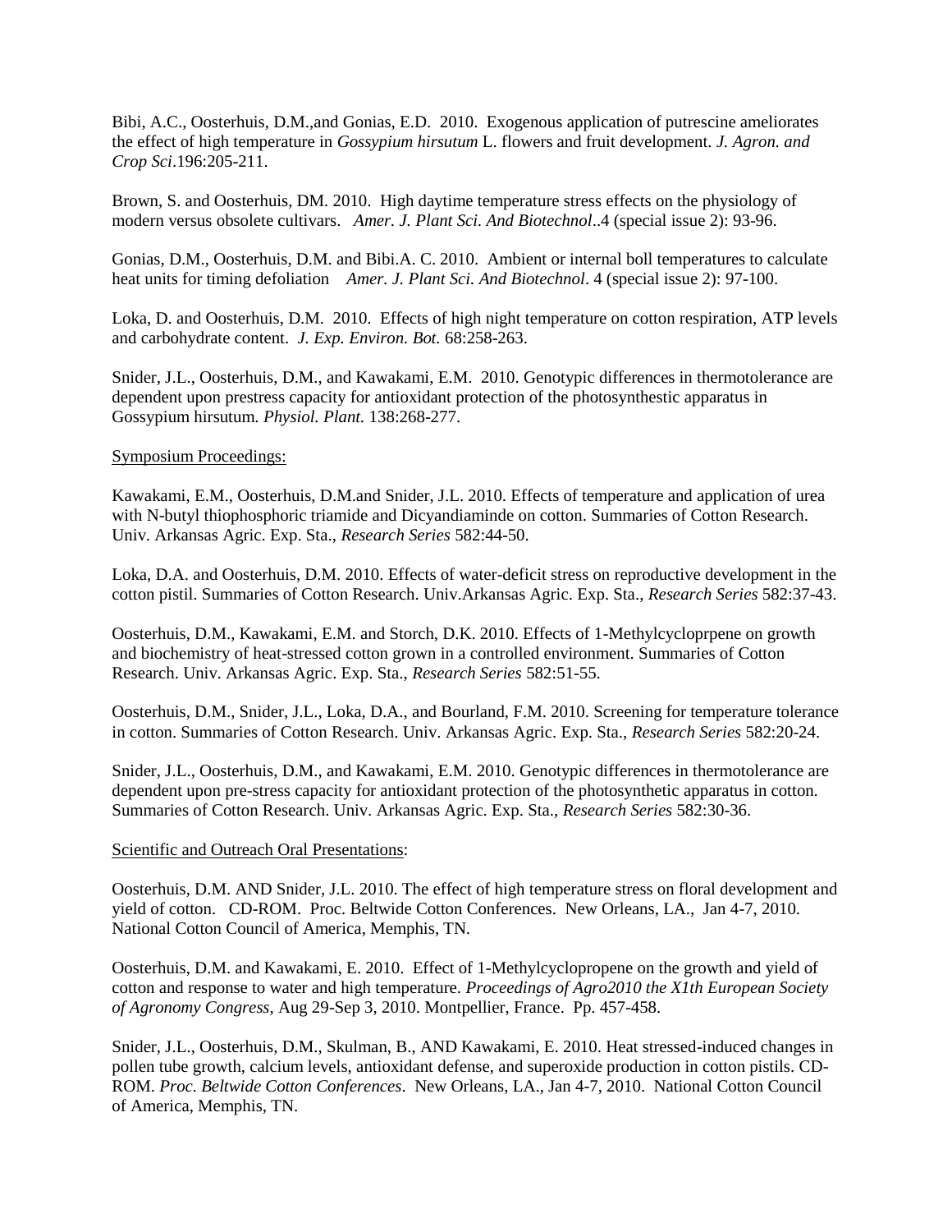Bibi, A.C., Oosterhuis, D.M.,and Gonias, E.D. 2010. Exogenous application of putrescine ameliorates the effect of high temperature in *Gossypium hirsutum* L. flowers and fruit development. *J. Agron. and Crop Sci*.196:205-211.

Brown, S. and Oosterhuis, DM. 2010. High daytime temperature stress effects on the physiology of modern versus obsolete cultivars. *Amer. J. Plant Sci. And Biotechnol*..4 (special issue 2): 93-96.

Gonias, D.M., Oosterhuis, D.M. and Bibi.A. C. 2010. Ambient or internal boll temperatures to calculate heat units for timing defoliation *Amer. J. Plant Sci. And Biotechnol*. 4 (special issue 2): 97-100.

Loka, D. and Oosterhuis, D.M. 2010. Effects of high night temperature on cotton respiration, ATP levels and carbohydrate content. *J. Exp. Environ. Bot.* 68:258-263.

Snider, J.L., Oosterhuis, D.M., and Kawakami, E.M. 2010. Genotypic differences in thermotolerance are dependent upon prestress capacity for antioxidant protection of the photosynthetic apparatus in Gossypium hirsutum*. Physiol. Plant.* 138:268-277.

<u>Symposium Proceedings:</u>

Kawakami, E.M., Oosterhuis, D.M.and Snider, J.L. 2010. Effects of temperature and application of urea with N-butyl thiophosphoric triamide and Dicyandiaminde on cotton. Summaries of Cotton Research. Univ. Arkansas Agric. Exp. Sta., *Research Series* 582:44-50.

Loka, D.A. and Oosterhuis, D.M. 2010. Effects of water-deficit stress on reproductive development in the cotton pistil. Summaries of Cotton Research. Univ.Arkansas Agric. Exp. Sta., *Research Series* 582:37-43.

Oosterhuis, D.M., Kawakami, E.M. and Storch, D.K. 2010. Effects of 1-Methylcycloprpene on growth and biochemistry of heat-stressed cotton grown in a controlled environment. Summaries of Cotton Research. Univ. Arkansas Agric. Exp. Sta., *Research Series* 582:51-55.

Oosterhuis, D.M., Snider, J.L., Loka, D.A., and Bourland, F.M. 2010. Screening for temperature tolerance in cotton. Summaries of Cotton Research. Univ. Arkansas Agric. Exp. Sta., *Research Series* 582:20-24.

Snider, J.L., Oosterhuis, D.M., and Kawakami, E.M. 2010. Genotypic differences in thermotolerance are dependent upon pre-stress capacity for antioxidant protection of the photosynthetic apparatus in cotton. Summaries of Cotton Research. Univ. Arkansas Agric. Exp. Sta., *Research Series* 582:30-36.

<u>Scientific and Outreach Oral Presentations</u>:

Oosterhuis, D.M. AND Snider, J.L. 2010. The effect of high temperature stress on floral development and yield of cotton. CD-ROM. Proc. Beltwide Cotton Conferences. New Orleans, LA., Jan 4-7, 2010. National Cotton Council of America, Memphis, TN.

Oosterhuis, D.M. and Kawakami, E. 2010. Effect of 1-Methylcyclopropene on the growth and yield of cotton and response to water and high temperature. *Proceedings of Agro2010 the X1th European Society of Agronomy Congress*, Aug 29-Sep 3, 2010. Montpellier, France. Pp. 457-458.

Snider, J.L., Oosterhuis, D.M., Skulman, B., AND Kawakami, E. 2010. Heat stressed-induced changes in pollen tube growth, calcium levels, antioxidant defense, and superoxide production in cotton pistils. CD-ROM. *Proc. Beltwide Cotton Conferences*. New Orleans, LA., Jan 4-7, 2010. National Cotton Council of America, Memphis, TN.